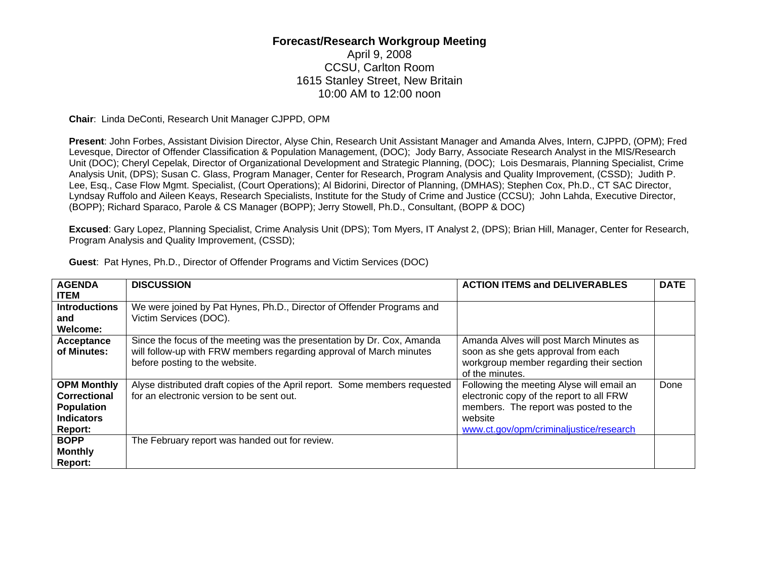# Forecast/Research Workgroup Meeting

April 9, 2008
CCSU, Carlton Room
1615 Stanley Street, New Britain
10:00 AM to 12:00 noon

**Chair**: Linda DeConti, Research Unit Manager CJPPD, OPM

**Present**: John Forbes, Assistant Division Director, Alyse Chin, Research Unit Assistant Manager and Amanda Alves, Intern, CJPPD, (OPM); Fred Levesque, Director of Offender Classification & Population Management, (DOC); Jody Barry, Associate Research Analyst in the MIS/Research Unit (DOC); Cheryl Cepelak, Director of Organizational Development and Strategic Planning, (DOC); Lois Desmarais, Planning Specialist, Crime Analysis Unit, (DPS); Susan C. Glass, Program Manager, Center for Research, Program Analysis and Quality Improvement, (CSSD); Judith P. Lee, Esq., Case Flow Mgmt. Specialist, (Court Operations); Al Bidorini, Director of Planning, (DMHAS); Stephen Cox, Ph.D., CT SAC Director, Lyndsay Ruffolo and Aileen Keays, Research Specialists, Institute for the Study of Crime and Justice (CCSU); John Lahda, Executive Director, (BOPP); Richard Sparaco, Parole & CS Manager (BOPP); Jerry Stowell, Ph.D., Consultant, (BOPP & DOC)

**Excused**: Gary Lopez, Planning Specialist, Crime Analysis Unit (DPS); Tom Myers, IT Analyst 2, (DPS); Brian Hill, Manager, Center for Research, Program Analysis and Quality Improvement, (CSSD);

**Guest**: Pat Hynes, Ph.D., Director of Offender Programs and Victim Services (DOC)

| AGENDA ITEM | DISCUSSION | ACTION ITEMS and DELIVERABLES | DATE |
|---|---|---|---|
| **Introductions and Welcome:** | We were joined by Pat Hynes, Ph.D., Director of Offender Programs and Victim Services (DOC). | | |
| **Acceptance of Minutes:** | Since the focus of the meeting was the presentation by Dr. Cox, Amanda will follow-up with FRW members regarding approval of March minutes before posting to the website. | Amanda Alves will post March Minutes as soon as she gets approval from each workgroup member regarding their section of the minutes. | |
| **OPM Monthly Correctional Population Indicators Report:** | Alyse distributed draft copies of the April report. Some members requested for an electronic version to be sent out. | Following the meeting Alyse will email an electronic copy of the report to all FRW members. The report was posted to the website www.ct.gov/opm/criminaljustice/research | Done |
| **BOPP Monthly Report:** | The February report was handed out for review. | | |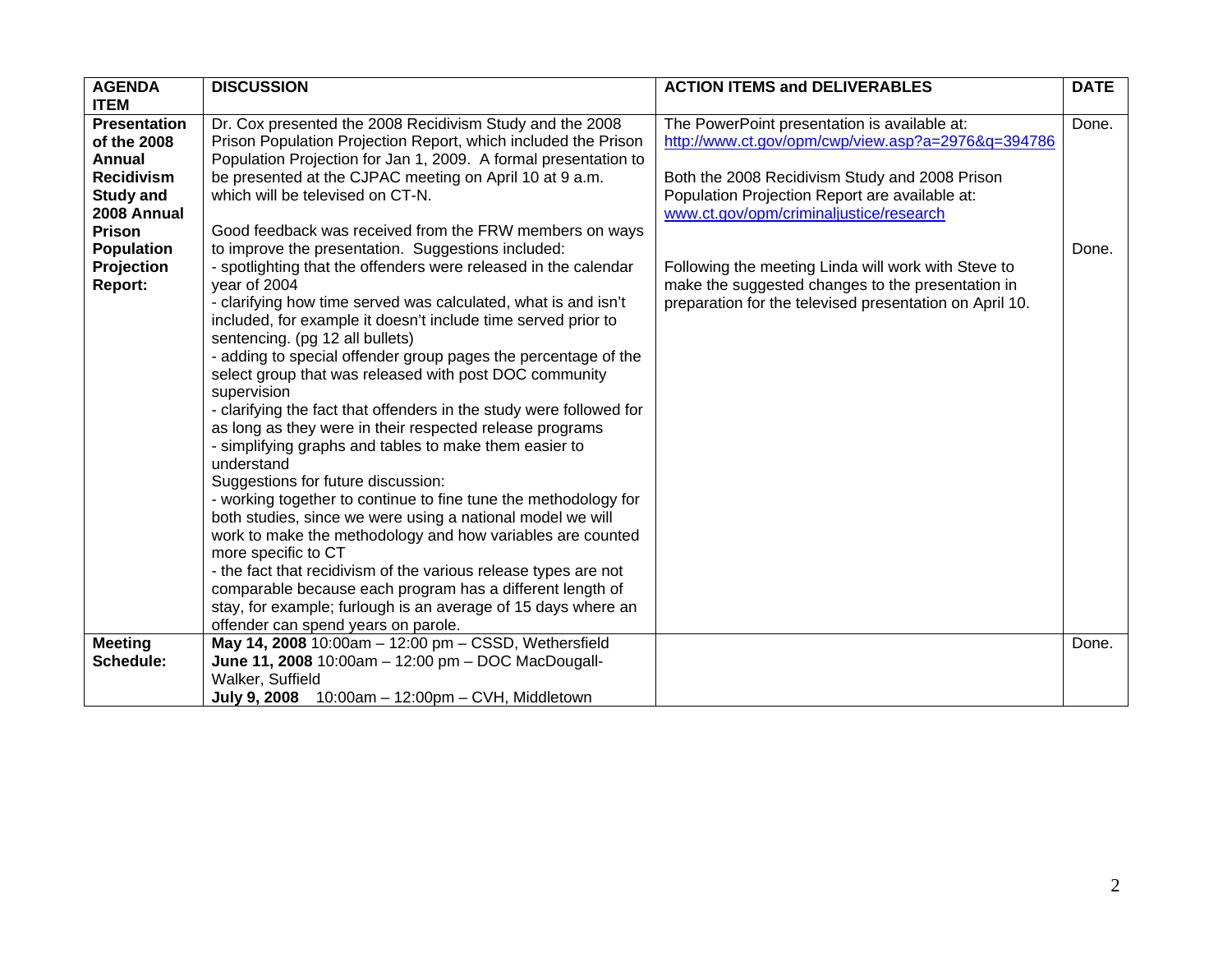| AGENDA ITEM | DISCUSSION | ACTION ITEMS and DELIVERABLES | DATE |
|---|---|---|---|
| **Presentation of the 2008 Annual Recidivism Study and 2008 Annual Prison Population Projection Report:** | Dr. Cox presented the 2008 Recidivism Study and the 2008 Prison Population Projection Report, which included the Prison Population Projection for Jan 1, 2009. A formal presentation to be presented at the CJPAC meeting on April 10 at 9 a.m. which will be televised on CT-N.<br><br>Good feedback was received from the FRW members on ways to improve the presentation. Suggestions included:<br>- spotlighting that the offenders were released in the calendar year of 2004<br>- clarifying how time served was calculated, what is and isn't included, for example it doesn't include time served prior to sentencing. (pg 12 all bullets)<br>- adding to special offender group pages the percentage of the select group that was released with post DOC community supervision<br>- clarifying the fact that offenders in the study were followed for as long as they were in their respected release programs<br>- simplifying graphs and tables to make them easier to understand<br>Suggestions for future discussion:<br>- working together to continue to fine tune the methodology for both studies, since we were using a national model we will work to make the methodology and how variables are counted more specific to CT<br>- the fact that recidivism of the various release types are not comparable because each program has a different length of stay, for example; furlough is an average of 15 days where an offender can spend years on parole. | The PowerPoint presentation is available at: http://www.ct.gov/opm/cwp/view.asp?a=2976&q=394786<br><br>Both the 2008 Recidivism Study and 2008 Prison Population Projection Report are available at: www.ct.gov/opm/criminaljustice/research<br><br>Following the meeting Linda will work with Steve to make the suggested changes to the presentation in preparation for the televised presentation on April 10. | Done.<br><br><br><br><br><br>Done. |
| **Meeting Schedule:** | **May 14, 2008** 10:00am – 12:00 pm – CSSD, Wethersfield<br>**June 11, 2008** 10:00am – 12:00 pm – DOC MacDougall-Walker, Suffield<br>**July 9, 2008** 10:00am – 12:00pm – CVH, Middletown | | Done. |